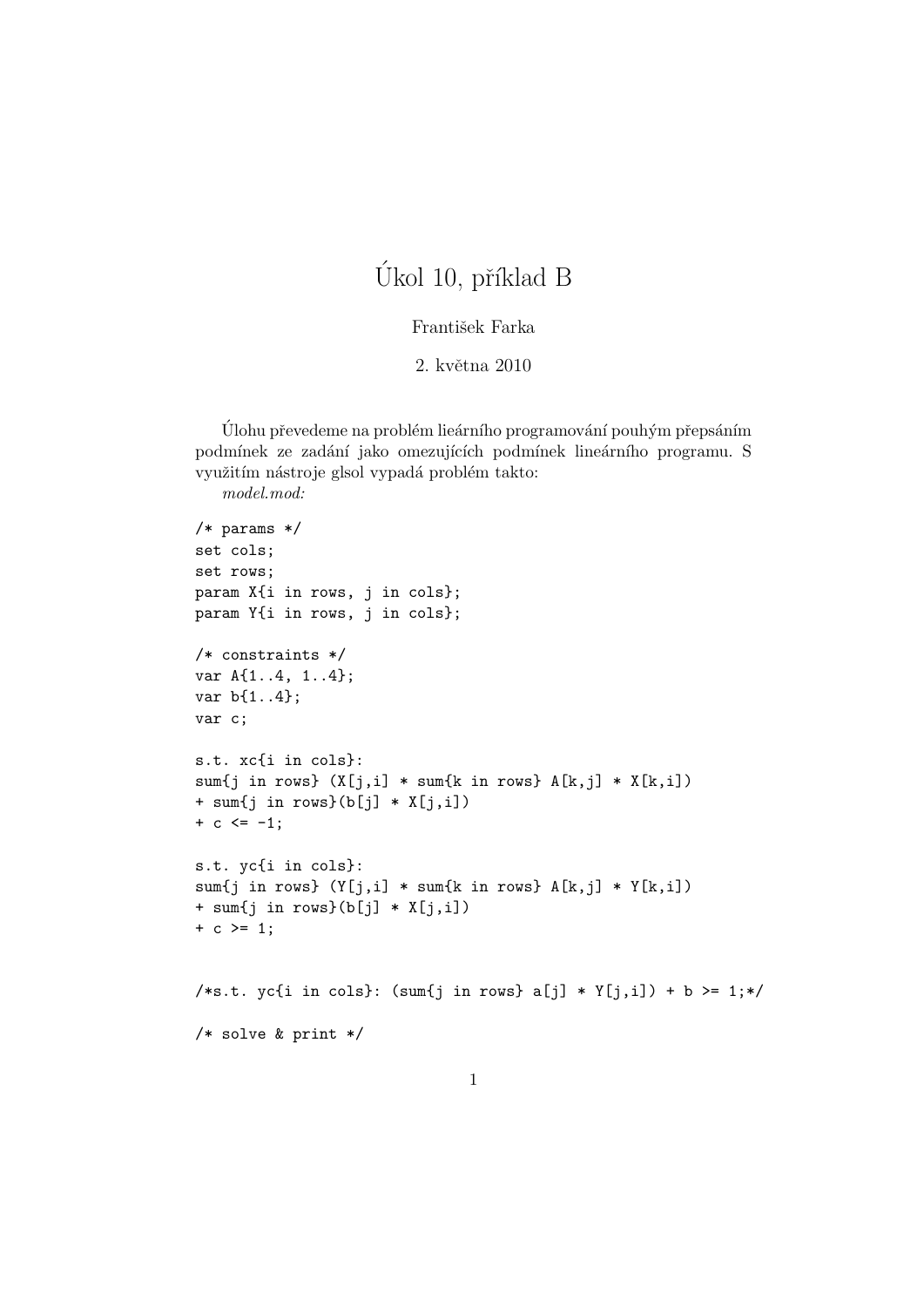# Úkol 10, příklad B

František Farka

2. května 2010

Úlohu převedeme na problém lieárního programování pouhým přepsáním podmínek ze zadání jako omezujících podmínek lineárního programu. S využitím nástroje glsol vypadá problém takto:

*model.mod:*

```
/* params */
set cols;
set rows;
param X{i in rows, j in cols};
param Y{i in rows, j in cols};

/* constraints */
var A{1..4, 1..4};
var b{1..4};
var c;

s.t. xc{i in cols}:
sum{j in rows} (X[j,i] * sum{k in rows} A[k,j] * X[k,i])
+ sum{j in rows}(b[j] * X[j,i])
+ c <= -1;

s.t. yc{i in cols}:
sum{j in rows} (Y[j,i] * sum{k in rows} A[k,j] * Y[k,i])
+ sum{j in rows}(b[j] * X[j,i])
+ c >= 1;


/*s.t. yc{i in cols}: (sum{j in rows} a[j] * Y[j,i]) + b >= 1;*/

/* solve & print */
```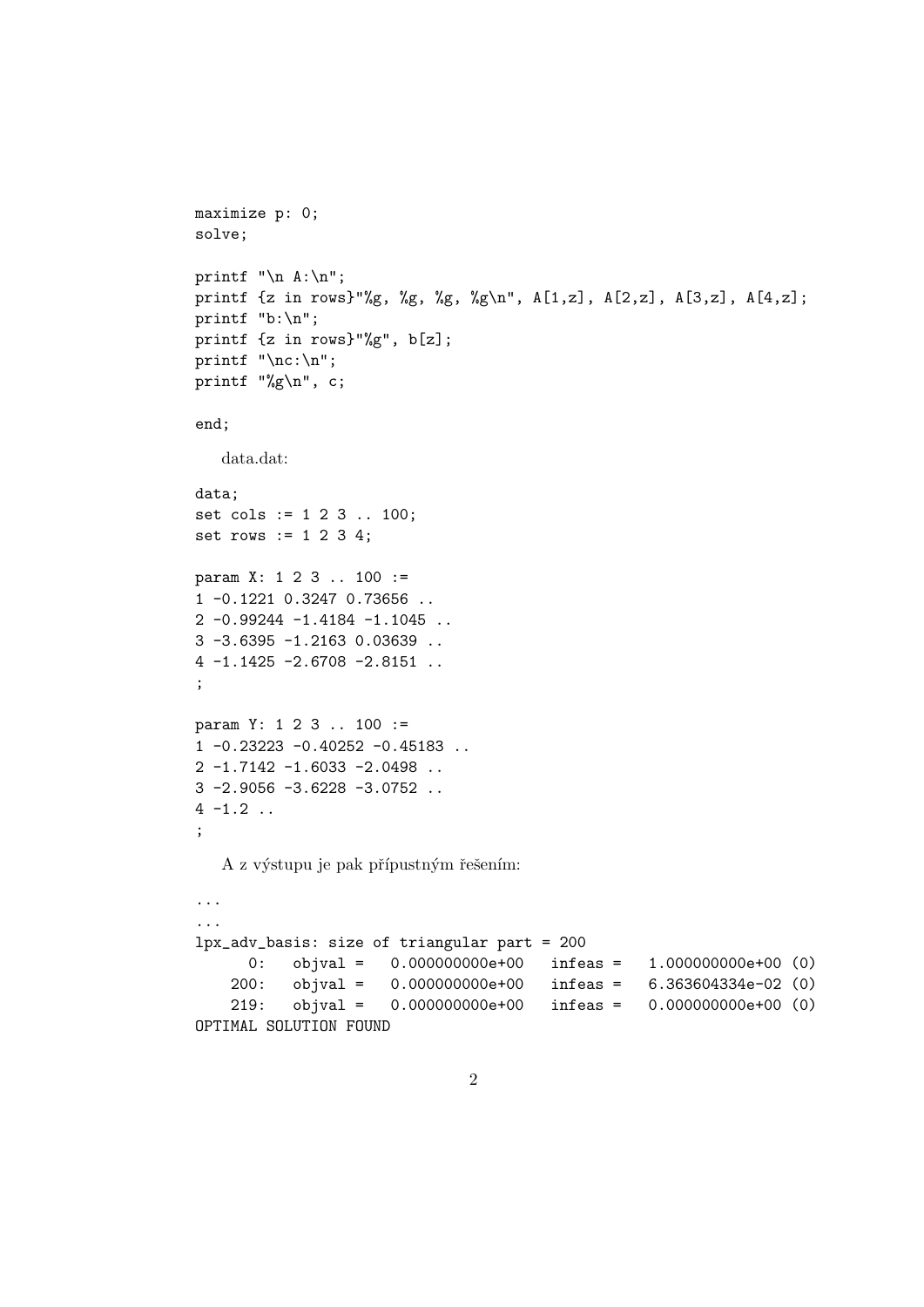```
maximize p: 0;
solve;

printf "\n A:\n";
printf {z in rows}"%g, %g, %g, %g\n", A[1,z], A[2,z], A[3,z], A[4,z];
printf "b:\n";
printf {z in rows}"%g", b[z];
printf "\nc:\n";
printf "%g\n", c;

end;
```

data.dat:

```
data;
set cols := 1 2 3 .. 100;
set rows := 1 2 3 4;

param X: 1 2 3 .. 100 :=
1 -0.1221 0.3247 0.73656 ..
2 -0.99244 -1.4184 -1.1045 ..
3 -3.6395 -1.2163 0.03639 ..
4 -1.1425 -2.6708 -2.8151 ..
;

param Y: 1 2 3 .. 100 :=
1 -0.23223 -0.40252 -0.45183 ..
2 -1.7142 -1.6033 -2.0498 ..
3 -2.9056 -3.6228 -3.0752 ..
4 -1.2 ..
;
```

A z výstupu je pak přípustným řešením:

```
...
...
lpx_adv_basis: size of triangular part = 200
      0:   objval =   0.000000000e+00   infeas =   1.000000000e+00 (0)
    200:   objval =   0.000000000e+00   infeas =   6.363604334e-02 (0)
    219:   objval =   0.000000000e+00   infeas =   0.000000000e+00 (0)
OPTIMAL SOLUTION FOUND
```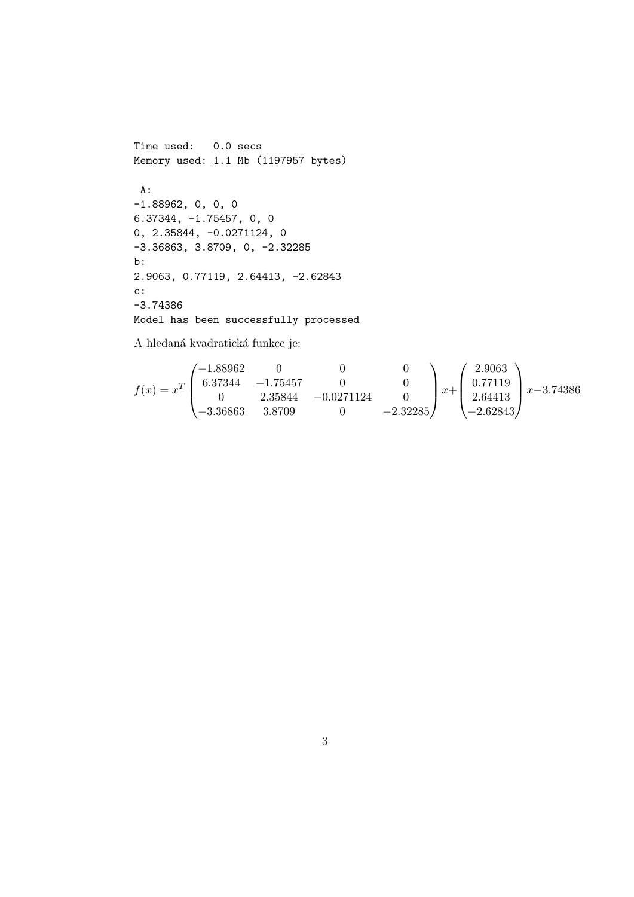```
Time used:   0.0 secs
Memory used: 1.1 Mb (1197957 bytes)

 A:
-1.88962, 0, 0, 0
6.37344, -1.75457, 0, 0
0, 2.35844, -0.0271124, 0
-3.36863, 3.8709, 0, -2.32285
b:
2.9063, 0.77119, 2.64413, -2.62843
c:
-3.74386
Model has been successfully processed
```

A hledaná kvadratická funkce je:

$$f(x) = x^T \begin{pmatrix} -1.88962 & 0 & 0 & 0 \\ 6.37344 & -1.75457 & 0 & 0 \\ 0 & 2.35844 & -0.0271124 & 0 \\ -3.36863 & 3.8709 & 0 & -2.32285 \end{pmatrix} x + \begin{pmatrix} 2.9063 \\ 0.77119 \\ 2.64413 \\ -2.62843 \end{pmatrix} x - 3.74386$$